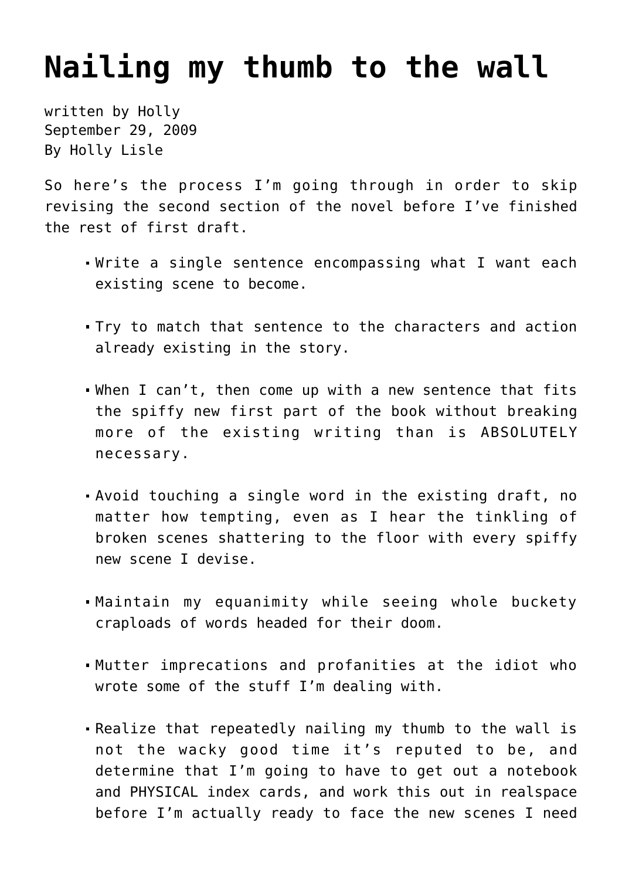# Nailing my thumb to the wall

written by Holly
September 29, 2009
By Holly Lisle

So here's the process I'm going through in order to skip revising the second section of the novel before I've finished the rest of first draft.

- Write a single sentence encompassing what I want each existing scene to become.
- Try to match that sentence to the characters and action already existing in the story.
- When I can't, then come up with a new sentence that fits the spiffy new first part of the book without breaking more of the existing writing than is ABSOLUTELY necessary.
- Avoid touching a single word in the existing draft, no matter how tempting, even as I hear the tinkling of broken scenes shattering to the floor with every spiffy new scene I devise.
- Maintain my equanimity while seeing whole buckety craploads of words headed for their doom.
- Mutter imprecations and profanities at the idiot who wrote some of the stuff I'm dealing with.
- Realize that repeatedly nailing my thumb to the wall is not the wacky good time it's reputed to be, and determine that I'm going to have to get out a notebook and PHYSICAL index cards, and work this out in realspace before I'm actually ready to face the new scenes I need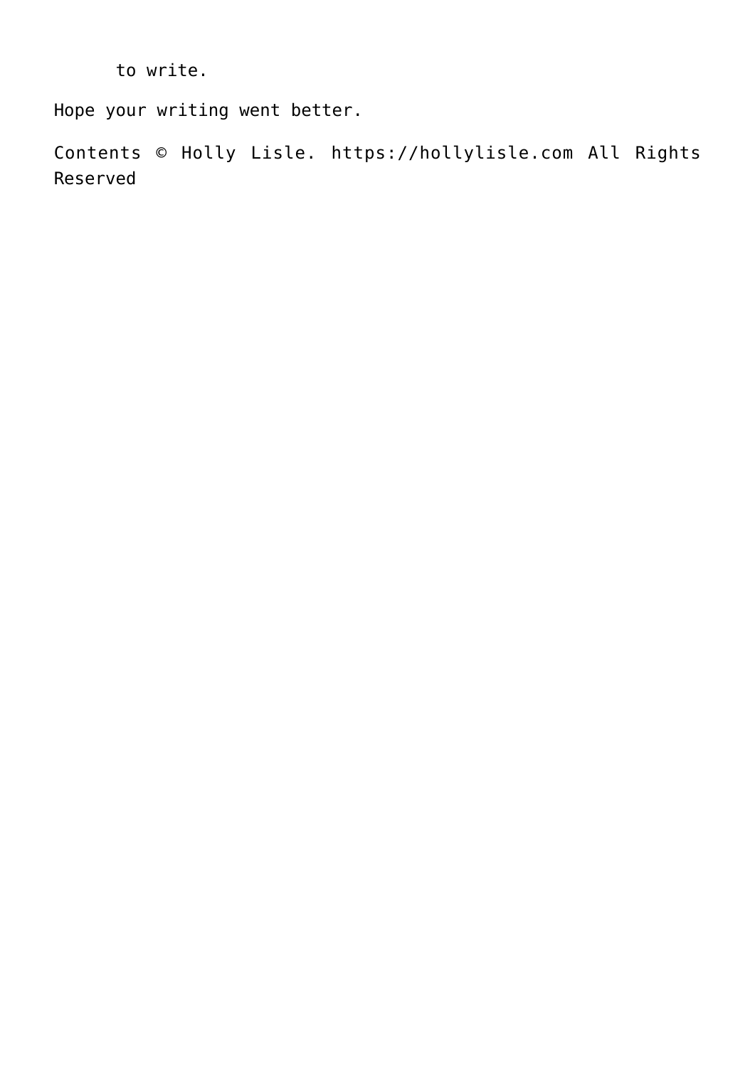to write.

Hope your writing went better.

Contents © Holly Lisle. https://hollylisle.com All Rights Reserved